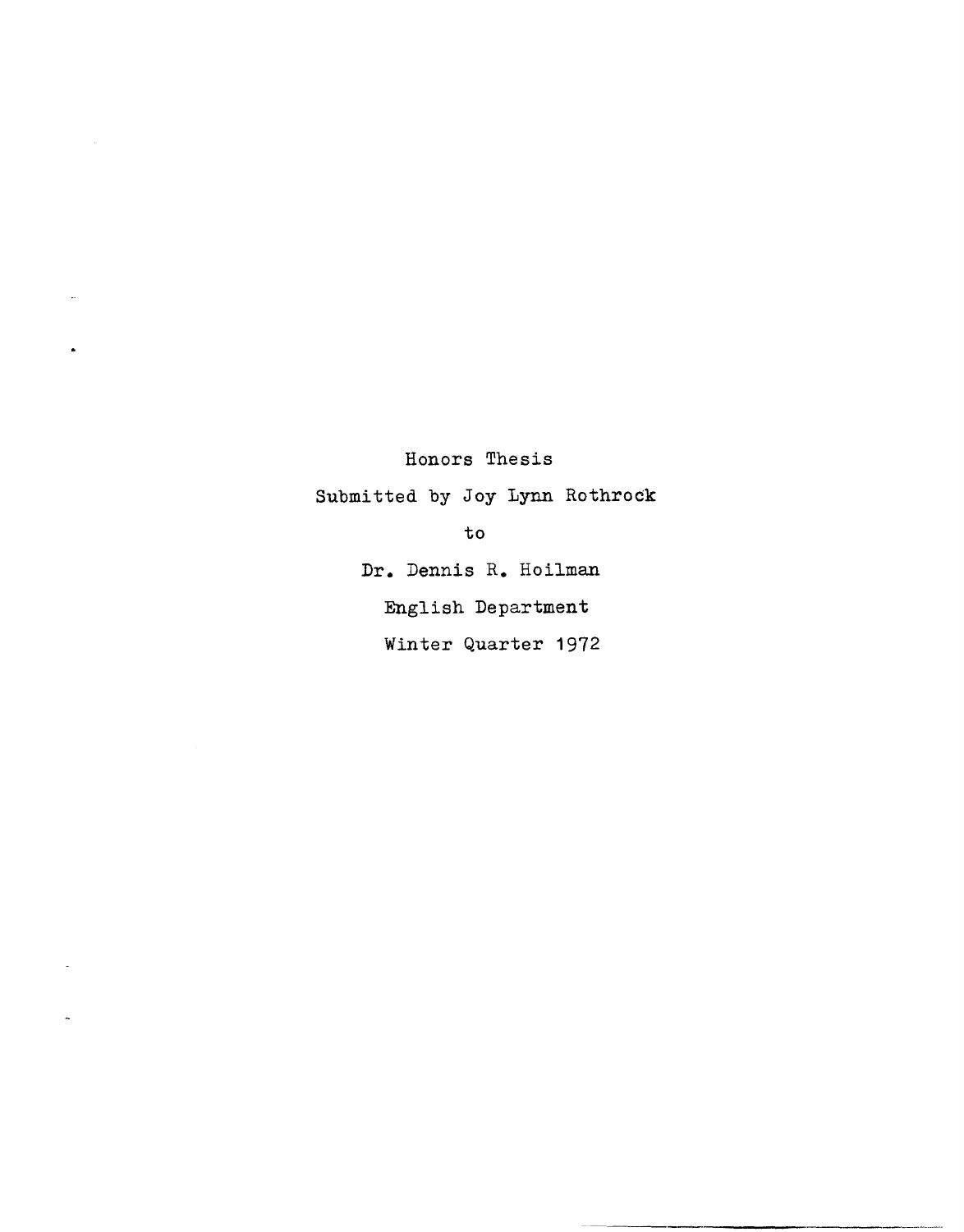Honors Thesis

Submitted by Joy Lynn Rothrock

to

Dr. Dennis R. Hoilman

English Department

Winter Quarter 1972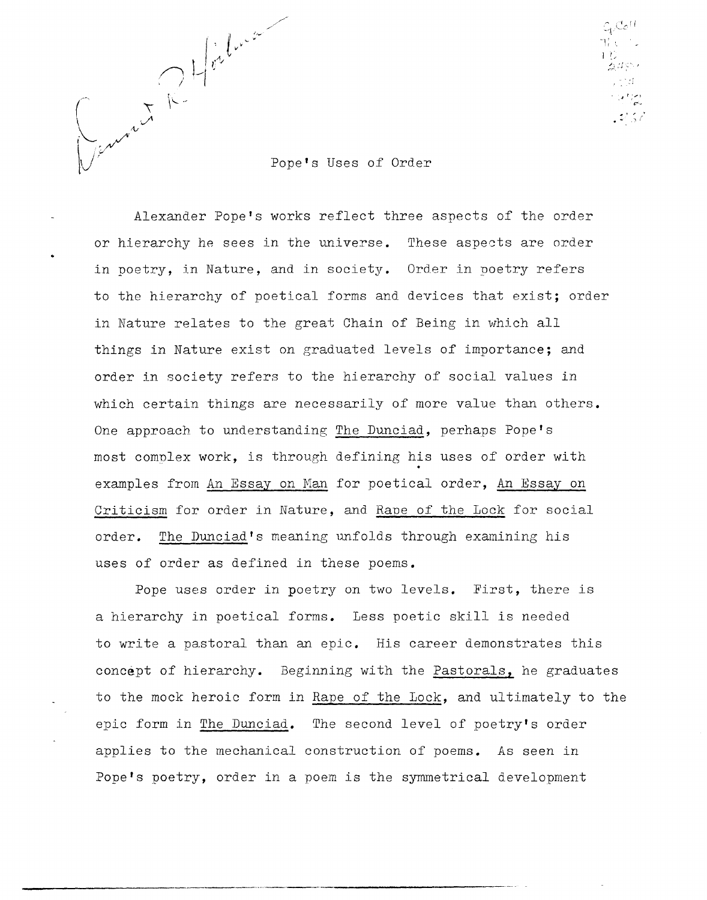# Pope's Uses of Order

Alexander Pope's works reflect three aspects of the order or hierarchy he sees in the universe. These aspects are order in poetry, in Nature, and in society. Order in poetry refers to the hierarchy of poetical forms and devices that exist; order in Nature relates to the great Chain of Being in which all things in Nature exist on graduated levels of importance; and order in society refers to the hierarchy of social values in which certain things are necessarily of more value than others. One approach to understanding The Dunciad, perhaps Pope's most complex work, is through defining his uses of order with examples from An Essay on Man for poetical order, An Essay on Criticism for order in Nature, and Rape of the Lock for social order. The Dunciad's meaning unfolds through examining his uses of order as defined in these poems.

Pope uses order in poetry on two levels. First, there is a hierarchy in poetical forms. Less poetic skill is needed to write a pastoral than an epic. His career demonstrates this concept of hierarchy. Beginning with the Pastorals, he graduates to the mock heroic form in Rape of the Lock, and ultimately to the epic form in The Dunciad. The second level of poetry's order applies to the mechanical construction of poems. As seen in Pope's poetry, order in a poem is the symmetrical development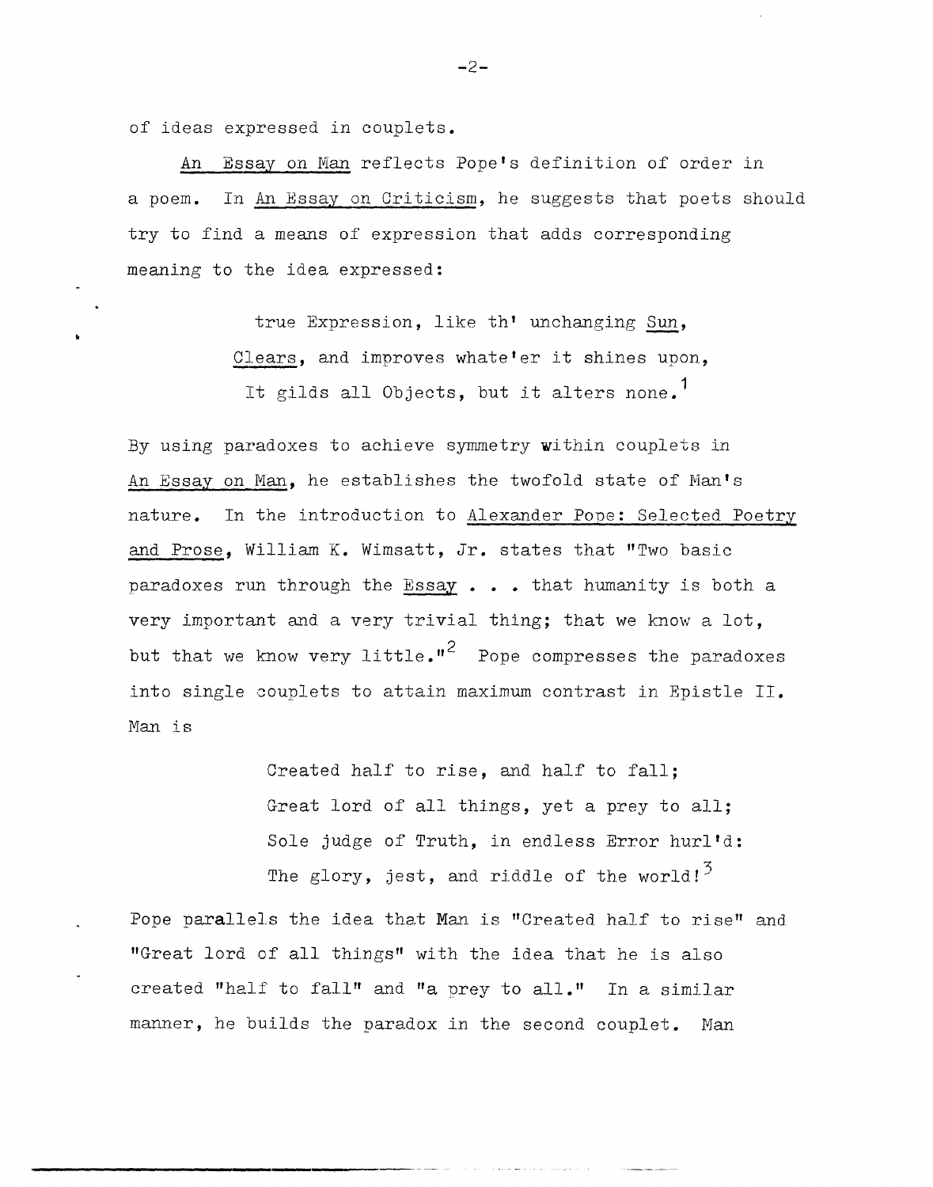of ideas expressed in couplets.

*An Essay on Man* reflects Pope's definition of order in a poem. In *An Essay on Criticism*, he suggests that poets should try to find a means of expression that adds corresponding meaning to the idea expressed:

> true Expression, like th' unchanging *Sun*,
> *Clears*, and improves whate'er it shines upon,
> It gilds all Objects, but it alters none.[1]

By using paradoxes to achieve symmetry within couplets in *An Essay on Man*, he establishes the twofold state of Man's nature. In the introduction to *Alexander Pope: Selected Poetry and Prose*, William K. Wimsatt, Jr. states that "Two basic paradoxes run through the *Essay* . . . that humanity is both a very important and a very trivial thing; that we know a lot, but that we know very little."[2] Pope compresses the paradoxes into single couplets to attain maximum contrast in Epistle II. Man is

> Created half to rise, and half to fall;
> Great lord of all things, yet a prey to all;
> Sole judge of Truth, in endless Error hurl'd:
> The glory, jest, and riddle of the world![3]

Pope parallels the idea that Man is "Created half to rise" and "Great lord of all things" with the idea that he is also created "half to fall" and "a prey to all." In a similar manner, he builds the paradox in the second couplet. Man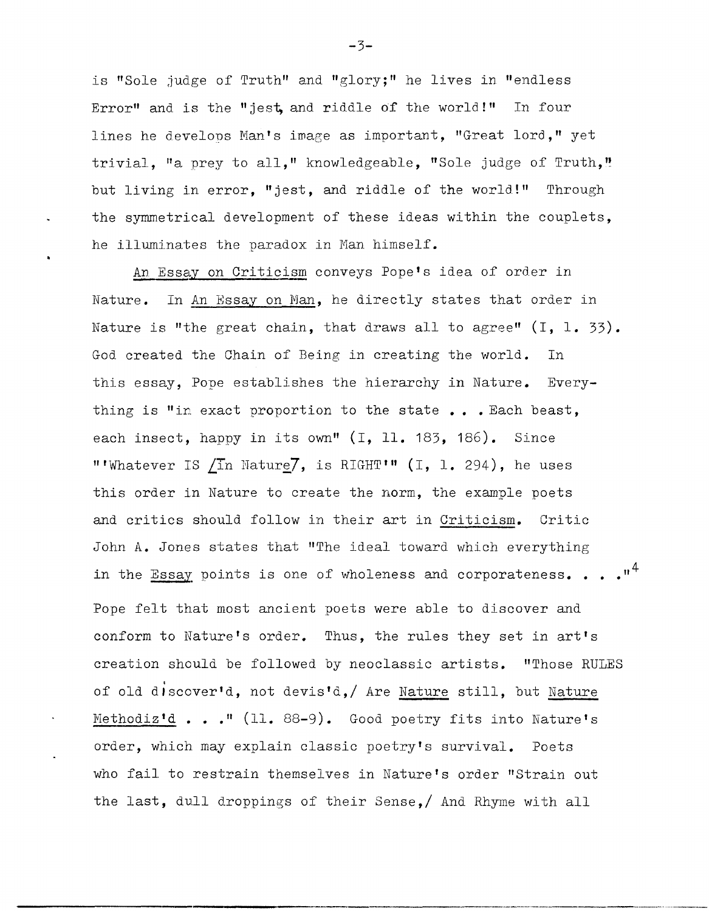is "Sole judge of Truth" and "glory;" he lives in "endless Error" and is the "jest, and riddle of the world!" In four lines he develops Man's image as important, "Great lord," yet trivial, "a prey to all," knowledgeable, "Sole judge of Truth," but living in error, "jest, and riddle of the world!" Through the symmetrical development of these ideas within the couplets, he illuminates the paradox in Man himself.

An Essay on Criticism conveys Pope's idea of order in Nature. In An Essay on Man, he directly states that order in Nature is "the great chain, that draws all to agree" (I, l. 33). God created the Chain of Being in creating the world. In this essay, Pope establishes the hierarchy in Nature. Everything is "in exact proportion to the state . . . Each beast, each insect, happy in its own" (I, ll. 183, 186). Since "'Whatever IS [In Nature], is RIGHT'" (I, l. 294), he uses this order in Nature to create the norm, the example poets and critics should follow in their art in Criticism. Critic John A. Jones states that "The ideal toward which everything in the Essay points is one of wholeness and corporateness. . . ."[4]

Pope felt that most ancient poets were able to discover and conform to Nature's order. Thus, the rules they set in art's creation should be followed by neoclassic artists. "Those RULES of old discover'd, not devis'd,/ Are Nature still, but Nature Methodiz'd . . ." (ll. 88-9). Good poetry fits into Nature's order, which may explain classic poetry's survival. Poets who fail to restrain themselves in Nature's order "Strain out the last, dull droppings of their Sense,/ And Rhyme with all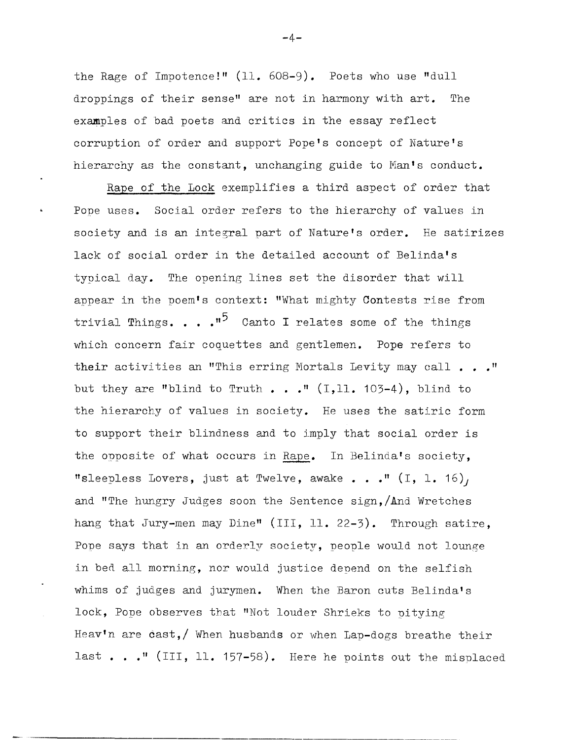the Rage of Impotence!" (ll. 608-9). Poets who use "dull droppings of their sense" are not in harmony with art. The examples of bad poets and critics in the essay reflect corruption of order and support Pope's concept of Nature's hierarchy as the constant, unchanging guide to Man's conduct.

Rape of the Lock exemplifies a third aspect of order that Pope uses. Social order refers to the hierarchy of values in society and is an integral part of Nature's order. He satirizes lack of social order in the detailed account of Belinda's typical day. The opening lines set the disorder that will appear in the poem's context: "What mighty Contests rise from trivial Things. . . ."[5] Canto I relates some of the things which concern fair coquettes and gentlemen. Pope refers to their activities an "This erring Mortals Levity may call . . ." but they are "blind to Truth . . ." (I,ll. 103-4), blind to the hierarchy of values in society. He uses the satiric form to support their blindness and to imply that social order is the opposite of what occurs in Rape. In Belinda's society, "sleepless Lovers, just at Twelve, awake . . ." (I, l. 16), and "The hungry Judges soon the Sentence sign,/And Wretches hang that Jury-men may Dine" (III, ll. 22-3). Through satire, Pope says that in an orderly society, people would not lounge in bed all morning, nor would justice depend on the selfish whims of judges and jurymen. When the Baron cuts Belinda's lock, Pope observes that "Not louder Shrieks to pitying Heav'n are cast,/ When husbands or when Lap-dogs breathe their last . . ." (III, ll. 157-58). Here he points out the misplaced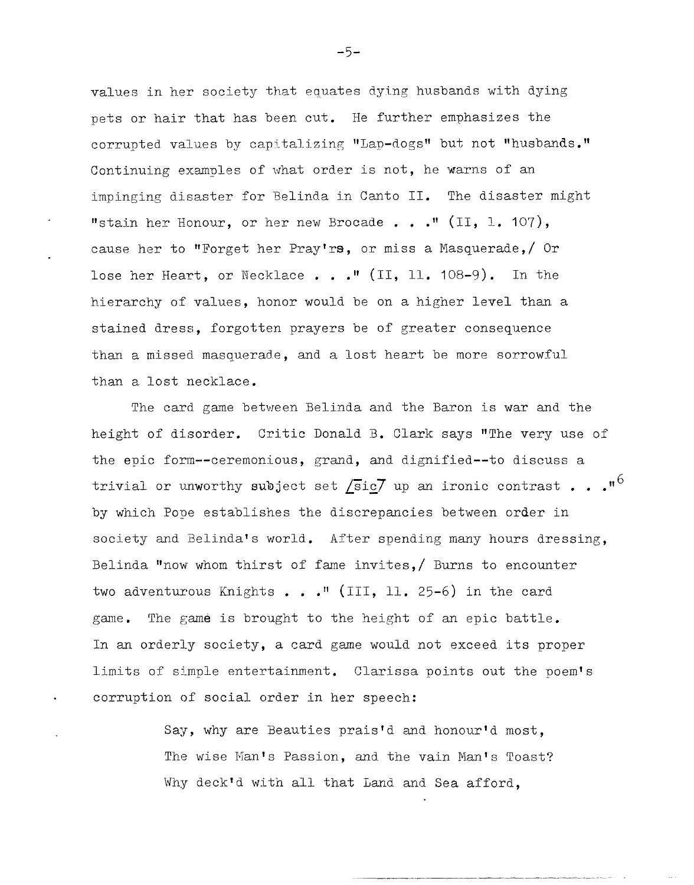values in her society that equates dying husbands with dying pets or hair that has been cut. He further emphasizes the corrupted values by capitalizing "Lap-dogs" but not "husbands." Continuing examples of what order is not, he warns of an impinging disaster for Belinda in Canto II. The disaster might "stain her Honour, or her new Brocade . . ." (II, l. 107), cause her to "Forget her Pray'rs, or miss a Masquerade,/ Or lose her Heart, or Necklace . . ." (II, ll. 108-9). In the hierarchy of values, honor would be on a higher level than a stained dress, forgotten prayers be of greater consequence than a missed masquerade, and a lost heart be more sorrowful than a lost necklace.

The card game between Belinda and the Baron is war and the height of disorder. Critic Donald B. Clark says "The very use of the epic form--ceremonious, grand, and dignified--to discuss a trivial or unworthy subject set [sic] up an ironic contrast . . ."[6] by which Pope establishes the discrepancies between order in society and Belinda's world. After spending many hours dressing, Belinda "now whom thirst of fame invites,/ Burns to encounter two adventurous Knights . . ." (III, ll. 25-6) in the card game. The game is brought to the height of an epic battle. In an orderly society, a card game would not exceed its proper limits of simple entertainment. Clarissa points out the poem's corruption of social order in her speech:

> Say, why are Beauties prais'd and honour'd most,
> The wise Man's Passion, and the vain Man's Toast?
> Why deck'd with all that Land and Sea afford,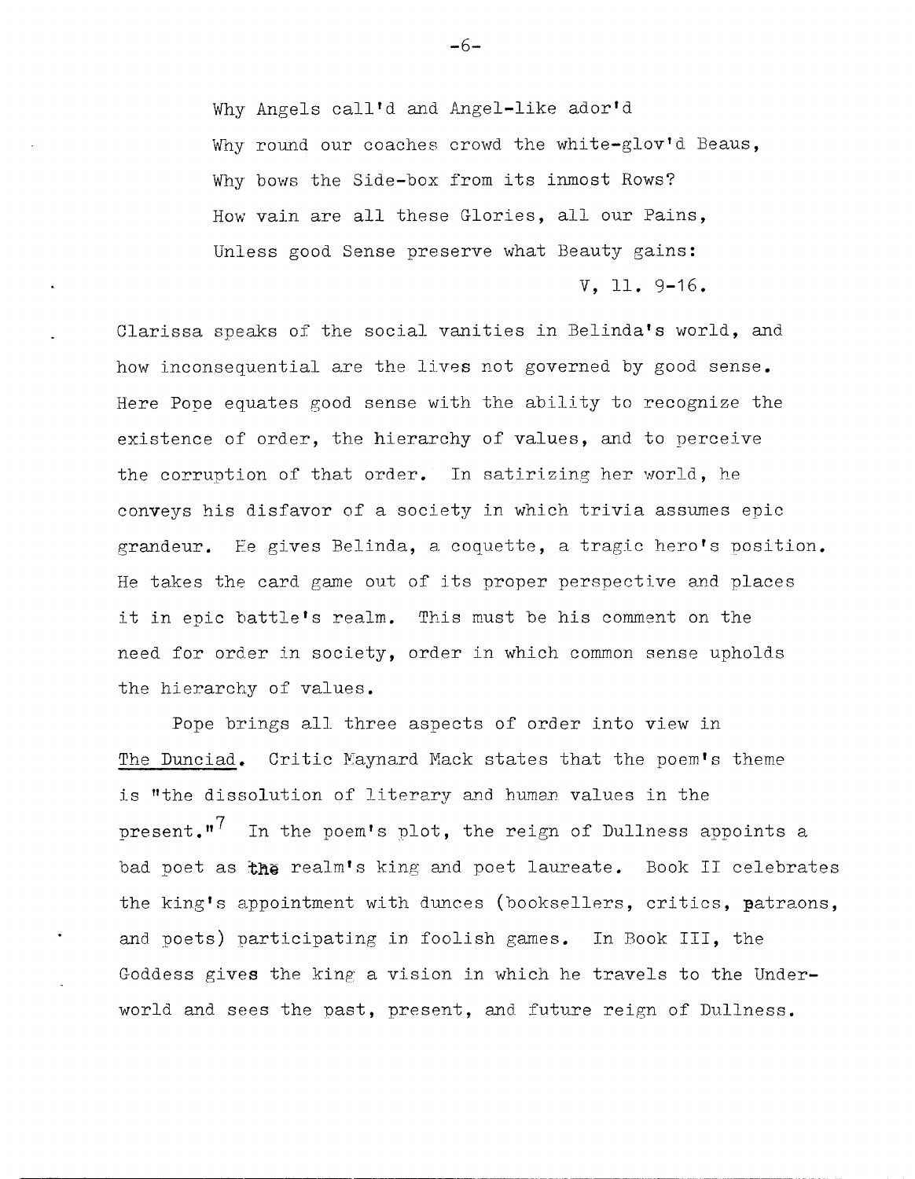Why Angels call'd and Angel-like ador'd
Why round our coaches crowd the white-glov'd Beaus,
Why bows the Side-box from its inmost Rows?
How vain are all these Glories, all our Pains,
Unless good Sense preserve what Beauty gains:

V, ll. 9-16.

Clarissa speaks of the social vanities in Belinda's world, and how inconsequential are the lives not governed by good sense. Here Pope equates good sense with the ability to recognize the existence of order, the hierarchy of values, and to perceive the corruption of that order. In satirizing her world, he conveys his disfavor of a society in which trivia assumes epic grandeur. He gives Belinda, a coquette, a tragic hero's position. He takes the card game out of its proper perspective and places it in epic battle's realm. This must be his comment on the need for order in society, order in which common sense upholds the hierarchy of values.

Pope brings all three aspects of order into view in The Dunciad. Critic Maynard Mack states that the poem's theme is "the dissolution of literary and human values in the present."[7] In the poem's plot, the reign of Dullness appoints a bad poet as the realm's king and poet laureate. Book II celebrates the king's appointment with dunces (booksellers, critics, patraons, and poets) participating in foolish games. In Book III, the Goddess gives the king a vision in which he travels to the Underworld and sees the past, present, and future reign of Dullness.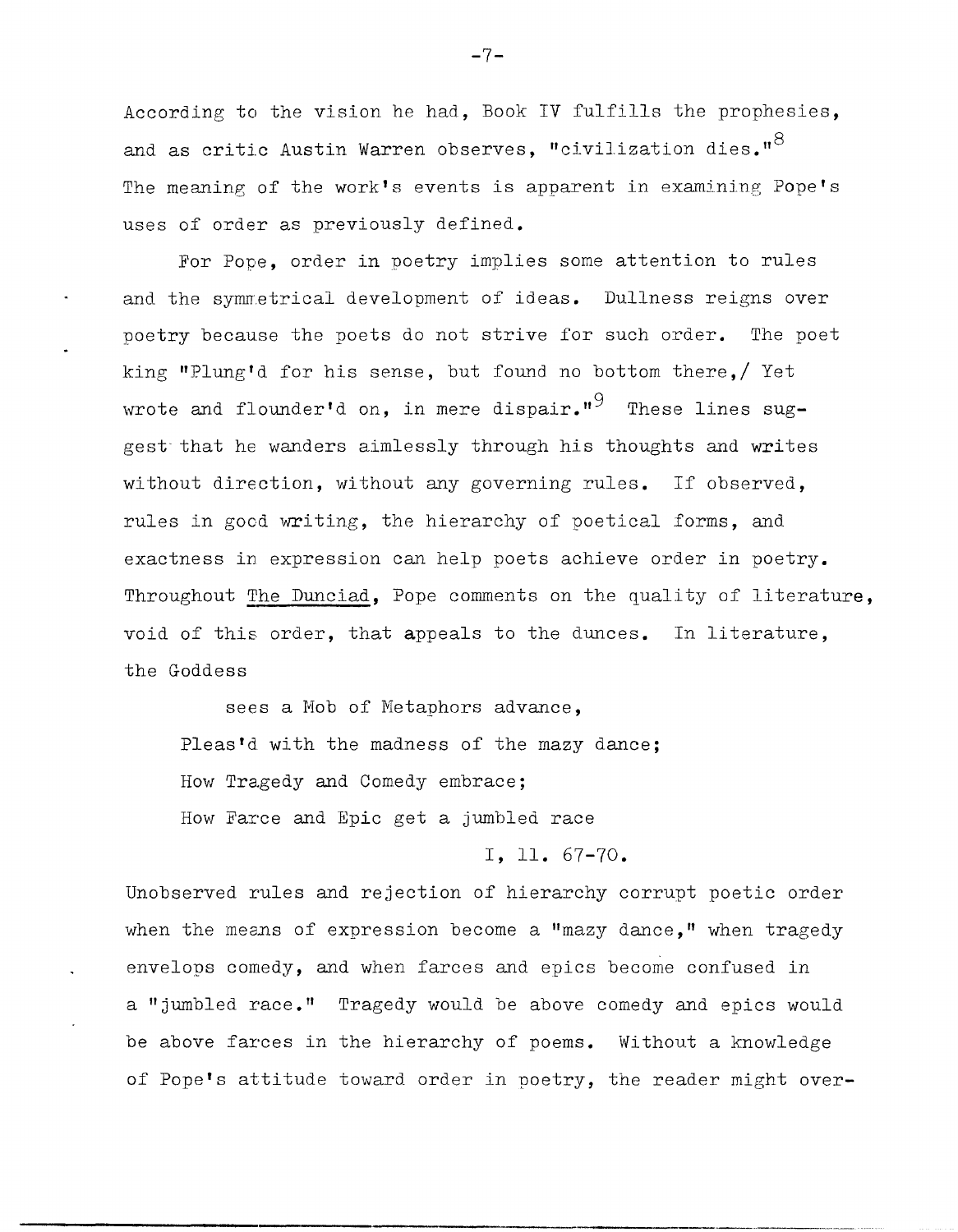According to the vision he had, Book IV fulfills the prophesies, and as critic Austin Warren observes, "civilization dies."[8] The meaning of the work's events is apparent in examining Pope's uses of order as previously defined.

For Pope, order in poetry implies some attention to rules and the symmetrical development of ideas. Dullness reigns over poetry because the poets do not strive for such order. The poet king "Plung'd for his sense, but found no bottom there,/ Yet wrote and flounder'd on, in mere dispair."[9] These lines suggest that he wanders aimlessly through his thoughts and writes without direction, without any governing rules. If observed, rules in good writing, the hierarchy of poetical forms, and exactness in expression can help poets achieve order in poetry. Throughout _The Dunciad_, Pope comments on the quality of literature, void of this order, that appeals to the dunces. In literature, the Goddess

> sees a Mob of Metaphors advance,
> Pleas'd with the madness of the mazy dance;
> How Tragedy and Comedy embrace;
> How Farce and Epic get a jumbled race
>
> I, ll. 67-70.

Unobserved rules and rejection of hierarchy corrupt poetic order when the means of expression become a "mazy dance," when tragedy envelops comedy, and when farces and epics become confused in a "jumbled race." Tragedy would be above comedy and epics would be above farces in the hierarchy of poems. Without a knowledge of Pope's attitude toward order in poetry, the reader might over-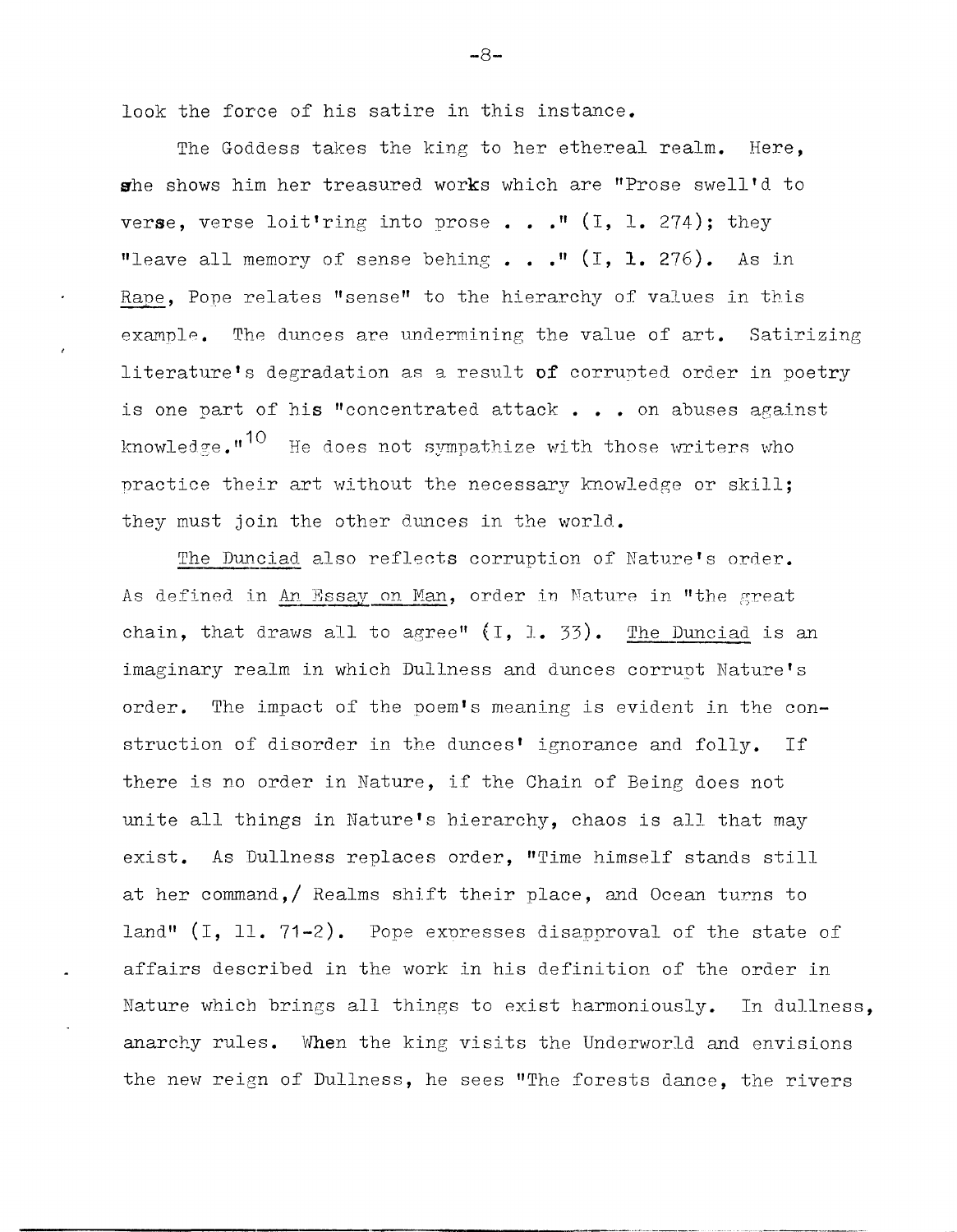look the force of his satire in this instance.

The Goddess takes the king to her ethereal realm. Here, she shows him her treasured works which are "Prose swell'd to verse, verse loit'ring into prose . . ." (I, l. 274); they "leave all memory of sense behing . . ." (I, l. 276). As in Rape, Pope relates "sense" to the hierarchy of values in this example. The dunces are undermining the value of art. Satirizing literature's degradation as a result of corrupted order in poetry is one part of his "concentrated attack . . . on abuses against knowledge."[10] He does not sympathize with those writers who practice their art without the necessary knowledge or skill; they must join the other dunces in the world.

The Dunciad also reflects corruption of Nature's order. As defined in An Essay on Man, order in Nature in "the great chain, that draws all to agree" (I, l. 33). The Dunciad is an imaginary realm in which Dullness and dunces corrupt Nature's order. The impact of the poem's meaning is evident in the construction of disorder in the dunces' ignorance and folly. If there is no order in Nature, if the Chain of Being does not unite all things in Nature's hierarchy, chaos is all that may exist. As Dullness replaces order, "Time himself stands still at her command,/ Realms shift their place, and Ocean turns to land" (I, ll. 71-2). Pope expresses disapproval of the state of affairs described in the work in his definition of the order in Nature which brings all things to exist harmoniously. In dullness, anarchy rules. When the king visits the Underworld and envisions the new reign of Dullness, he sees "The forests dance, the rivers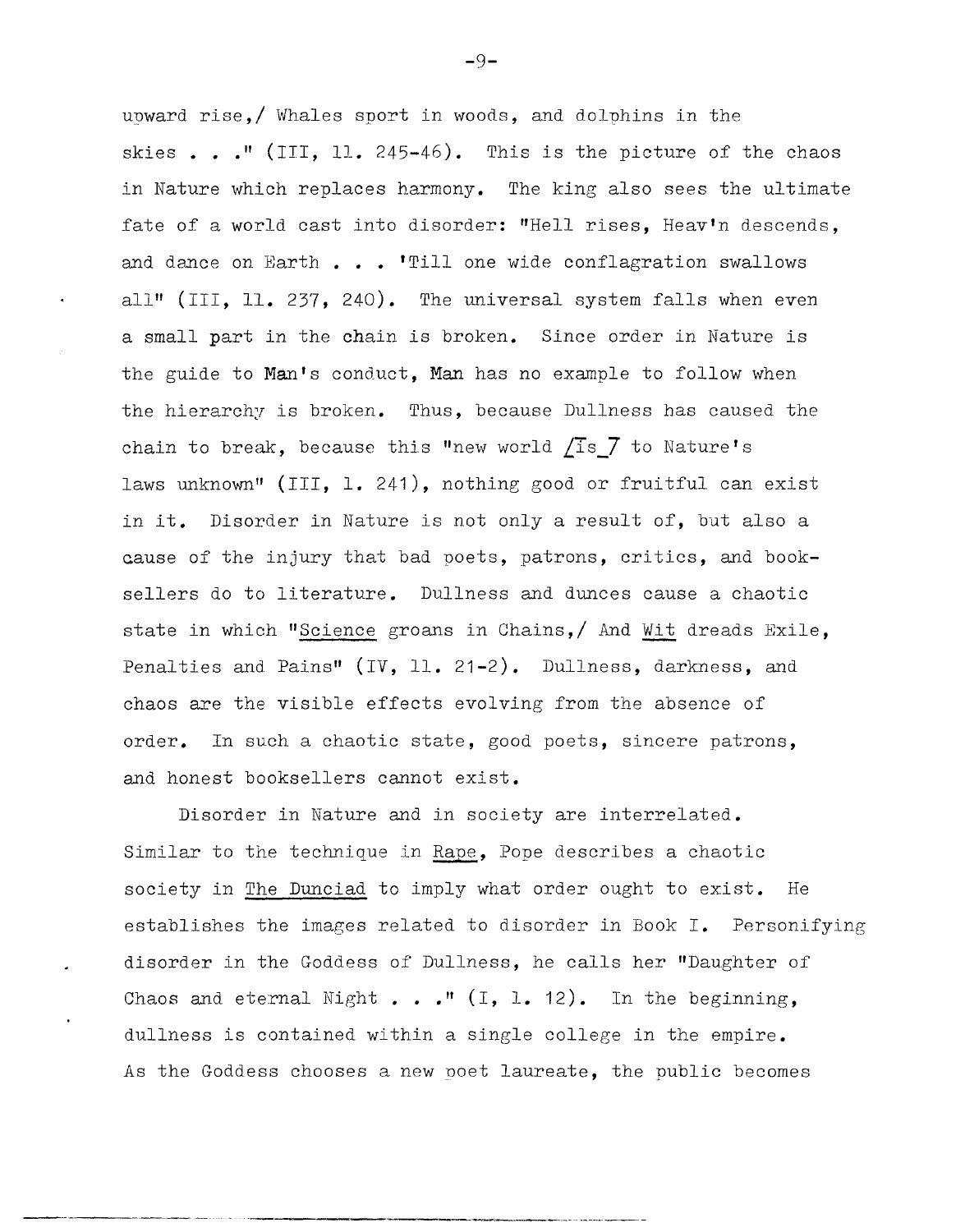upward rise,/ Whales sport in woods, and dolphins in the skies . . ." (III, ll. 245-46). This is the picture of the chaos in Nature which replaces harmony. The king also sees the ultimate fate of a world cast into disorder: "Hell rises, Heav'n descends, and dance on Earth . . . 'Till one wide conflagration swallows all" (III, ll. 237, 240). The universal system falls when even a small part in the chain is broken. Since order in Nature is the guide to Man's conduct, Man has no example to follow when the hierarchy is broken. Thus, because Dullness has caused the chain to break, because this "new world [is] to Nature's laws unknown" (III, l. 241), nothing good or fruitful can exist in it. Disorder in Nature is not only a result of, but also a cause of the injury that bad poets, patrons, critics, and booksellers do to literature. Dullness and dunces cause a chaotic state in which "Science groans in Chains,/ And Wit dreads Exile, Penalties and Pains" (IV, ll. 21-2). Dullness, darkness, and chaos are the visible effects evolving from the absence of order. In such a chaotic state, good poets, sincere patrons, and honest booksellers cannot exist.

Disorder in Nature and in society are interrelated. Similar to the technique in Rape, Pope describes a chaotic society in The Dunciad to imply what order ought to exist. He establishes the images related to disorder in Book I. Personifying disorder in the Goddess of Dullness, he calls her "Daughter of Chaos and eternal Night . . ." (I, l. 12). In the beginning, dullness is contained within a single college in the empire. As the Goddess chooses a new poet laureate, the public becomes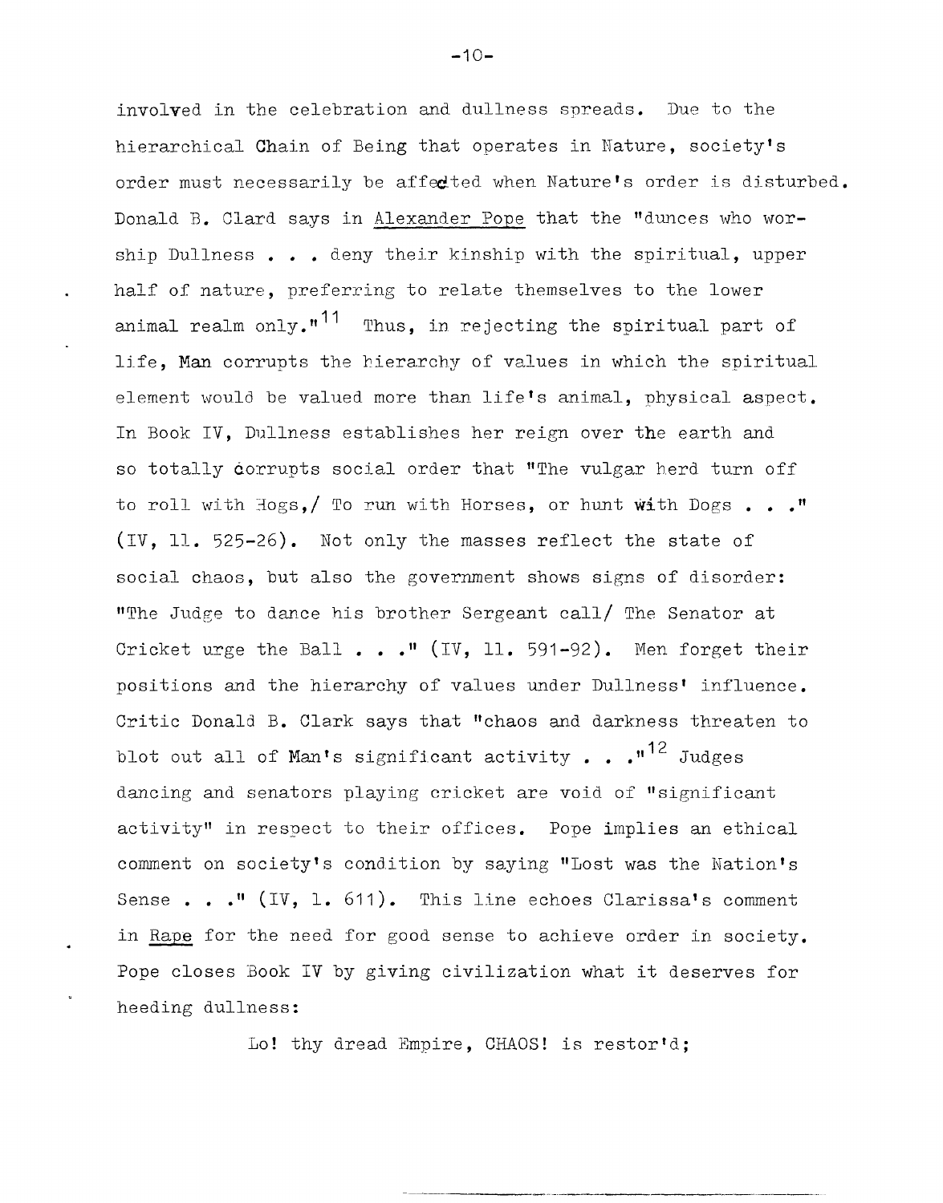involved in the celebration and dullness spreads. Due to the hierarchical Chain of Being that operates in Nature, society's order must necessarily be affected when Nature's order is disturbed. Donald B. Clard says in Alexander Pope that the "dunces who worship Dullness . . . deny their kinship with the spiritual, upper half of nature, preferring to relate themselves to the lower animal realm only."[11] Thus, in rejecting the spiritual part of life, Man corrupts the hierarchy of values in which the spiritual element would be valued more than life's animal, physical aspect. In Book IV, Dullness establishes her reign over the earth and so totally corrupts social order that "The vulgar herd turn off to roll with Hogs,/ To run with Horses, or hunt with Dogs . . ." (IV, ll. 525-26). Not only the masses reflect the state of social chaos, but also the government shows signs of disorder: "The Judge to dance his brother Sergeant call/ The Senator at Cricket urge the Ball . . ." (IV, ll. 591-92). Men forget their positions and the hierarchy of values under Dullness' influence. Critic Donald B. Clark says that "chaos and darkness threaten to blot out all of Man's significant activity . . ."[12] Judges dancing and senators playing cricket are void of "significant activity" in respect to their offices. Pope implies an ethical comment on society's condition by saying "Lost was the Nation's Sense . . ." (IV, l. 611). This line echoes Clarissa's comment in Rape for the need for good sense to achieve order in society. Pope closes Book IV by giving civilization what it deserves for heeding dullness:

> Lo! thy dread Empire, CHAOS! is restor'd;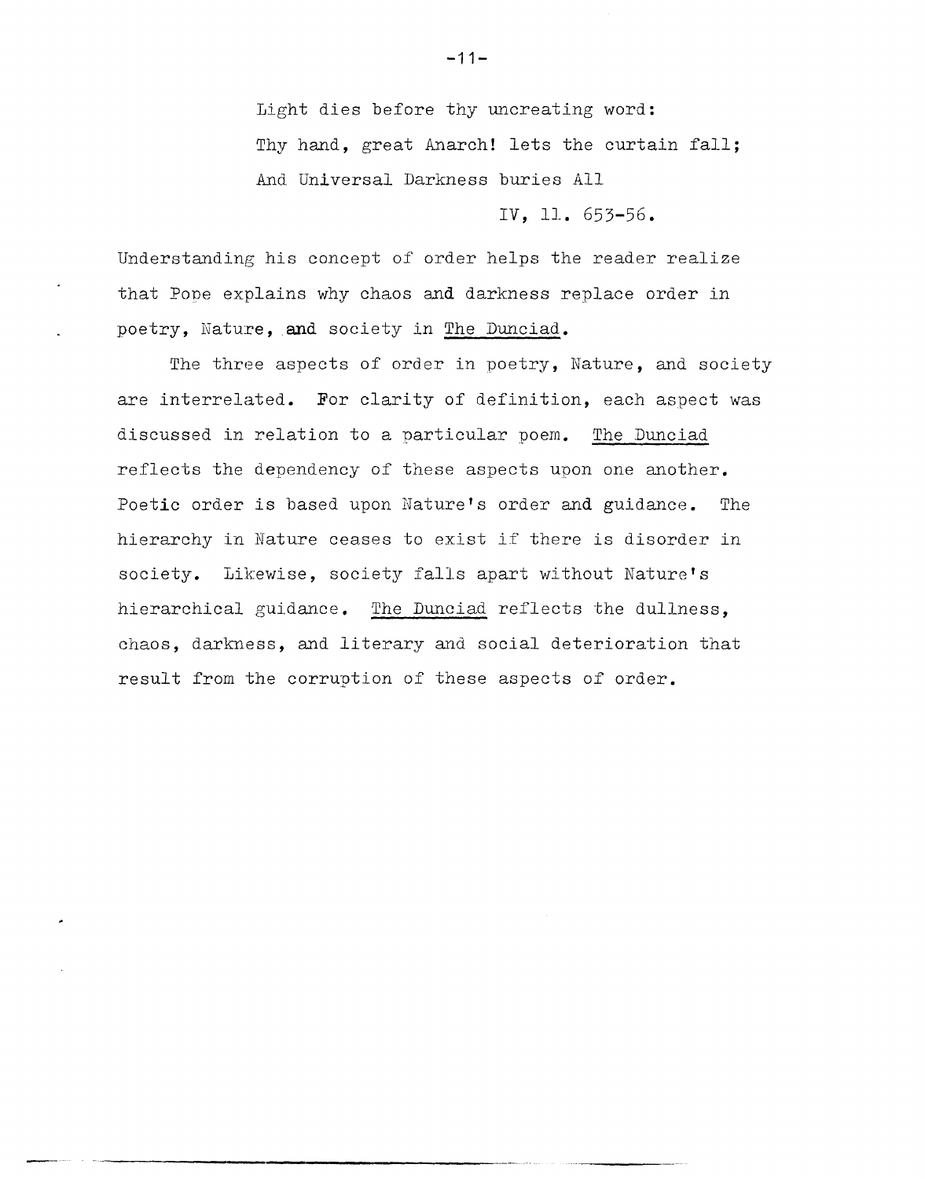> Light dies before thy uncreating word:
> Thy hand, great Anarch! lets the curtain fall;
> And Universal Darkness buries All
>
> IV, ll. 653-56.

Understanding his concept of order helps the reader realize that Pope explains why chaos and darkness replace order in poetry, Nature, and society in The Dunciad.

The three aspects of order in poetry, Nature, and society are interrelated. For clarity of definition, each aspect was discussed in relation to a particular poem. The Dunciad reflects the dependency of these aspects upon one another. Poetic order is based upon Nature's order and guidance. The hierarchy in Nature ceases to exist if there is disorder in society. Likewise, society falls apart without Nature's hierarchical guidance. The Dunciad reflects the dullness, chaos, darkness, and literary and social deterioration that result from the corruption of these aspects of order.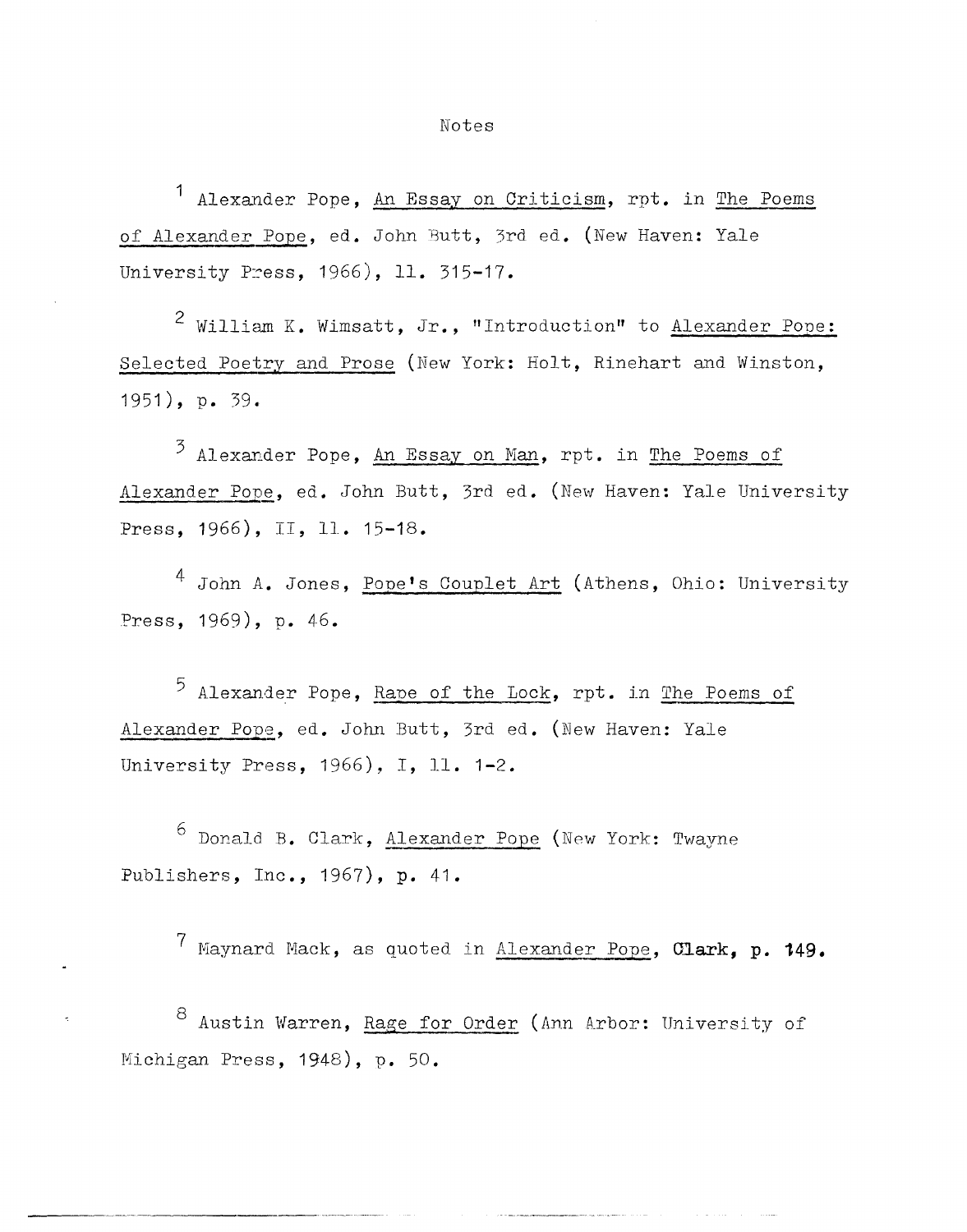# Notes

[1] Alexander Pope, <u>An Essay on Criticism</u>, rpt. in <u>The Poems of Alexander Pope</u>, ed. John Butt, 3rd ed. (New Haven: Yale University Press, 1966), ll. 315-17.

[2] William K. Wimsatt, Jr., "Introduction" to <u>Alexander Pope: Selected Poetry and Prose</u> (New York: Holt, Rinehart and Winston, 1951), p. 39.

[3] Alexander Pope, <u>An Essay on Man</u>, rpt. in <u>The Poems of Alexander Pope</u>, ed. John Butt, 3rd ed. (New Haven: Yale University Press, 1966), II, ll. 15-18.

[4] John A. Jones, <u>Pope's Couplet Art</u> (Athens, Ohio: University Press, 1969), p. 46.

[5] Alexander Pope, <u>Rape of the Lock</u>, rpt. in <u>The Poems of Alexander Pope</u>, ed. John Butt, 3rd ed. (New Haven: Yale University Press, 1966), I, ll. 1-2.

[6] Donald B. Clark, <u>Alexander Pope</u> (New York: Twayne Publishers, Inc., 1967), p. 41.

[7] Maynard Mack, as quoted in <u>Alexander Pope</u>, Clark, p. 149.

[8] Austin Warren, <u>Rage for Order</u> (Ann Arbor: University of Michigan Press, 1948), p. 50.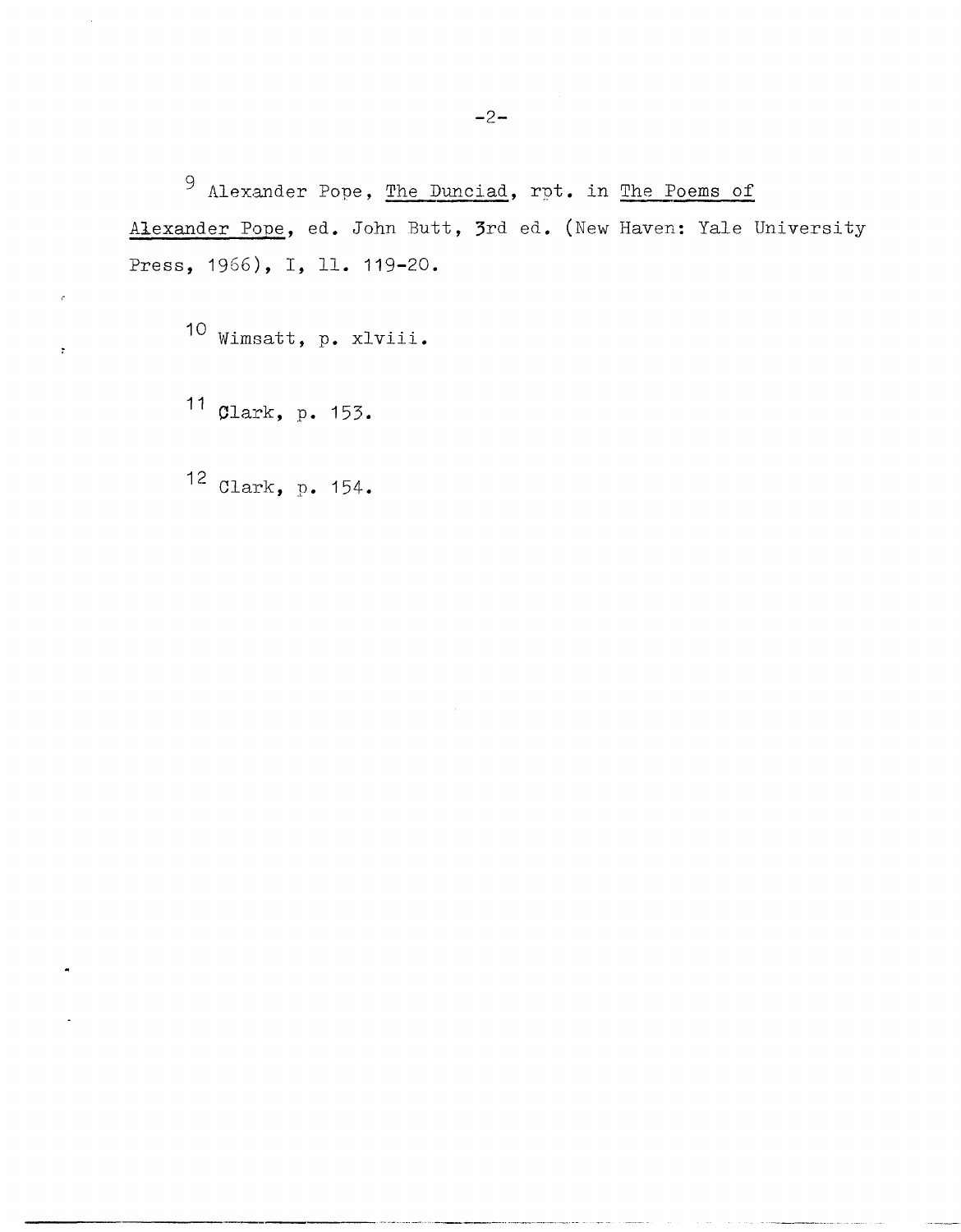[9] Alexander Pope, The Dunciad, rpt. in The Poems of Alexander Pope, ed. John Butt, 3rd ed. (New Haven: Yale University Press, 1966), I, ll. 119-20.

[10] Wimsatt, p. xlviii.

[11] Clark, p. 153.

[12] Clark, p. 154.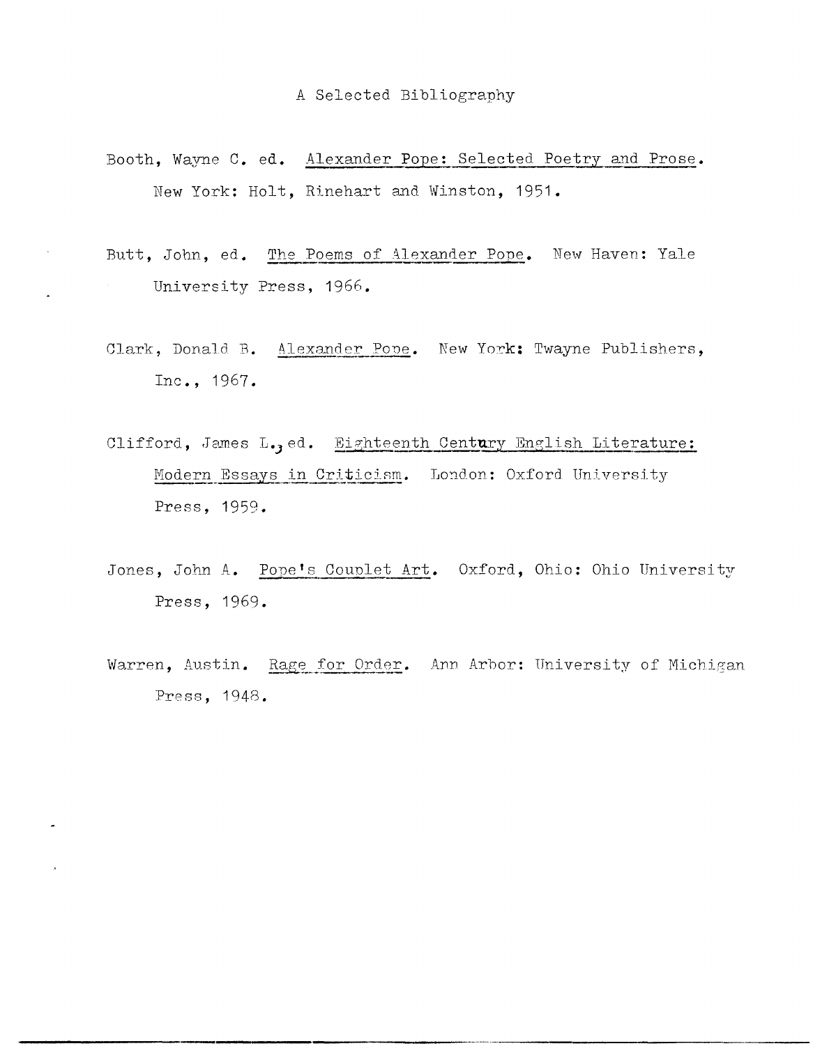# A Selected Bibliography

Booth, Wayne C. ed. Alexander Pope: Selected Poetry and Prose. New York: Holt, Rinehart and Winston, 1951.

Butt, John, ed. The Poems of Alexander Pope. New Haven: Yale University Press, 1966.

Clark, Donald B. Alexander Pope. New York: Twayne Publishers, Inc., 1967.

Clifford, James L., ed. Eighteenth Century English Literature: Modern Essays in Criticism. London: Oxford University Press, 1959.

Jones, John A. Pope's Couplet Art. Oxford, Ohio: Ohio University Press, 1969.

Warren, Austin. Rage for Order. Ann Arbor: University of Michigan Press, 1948.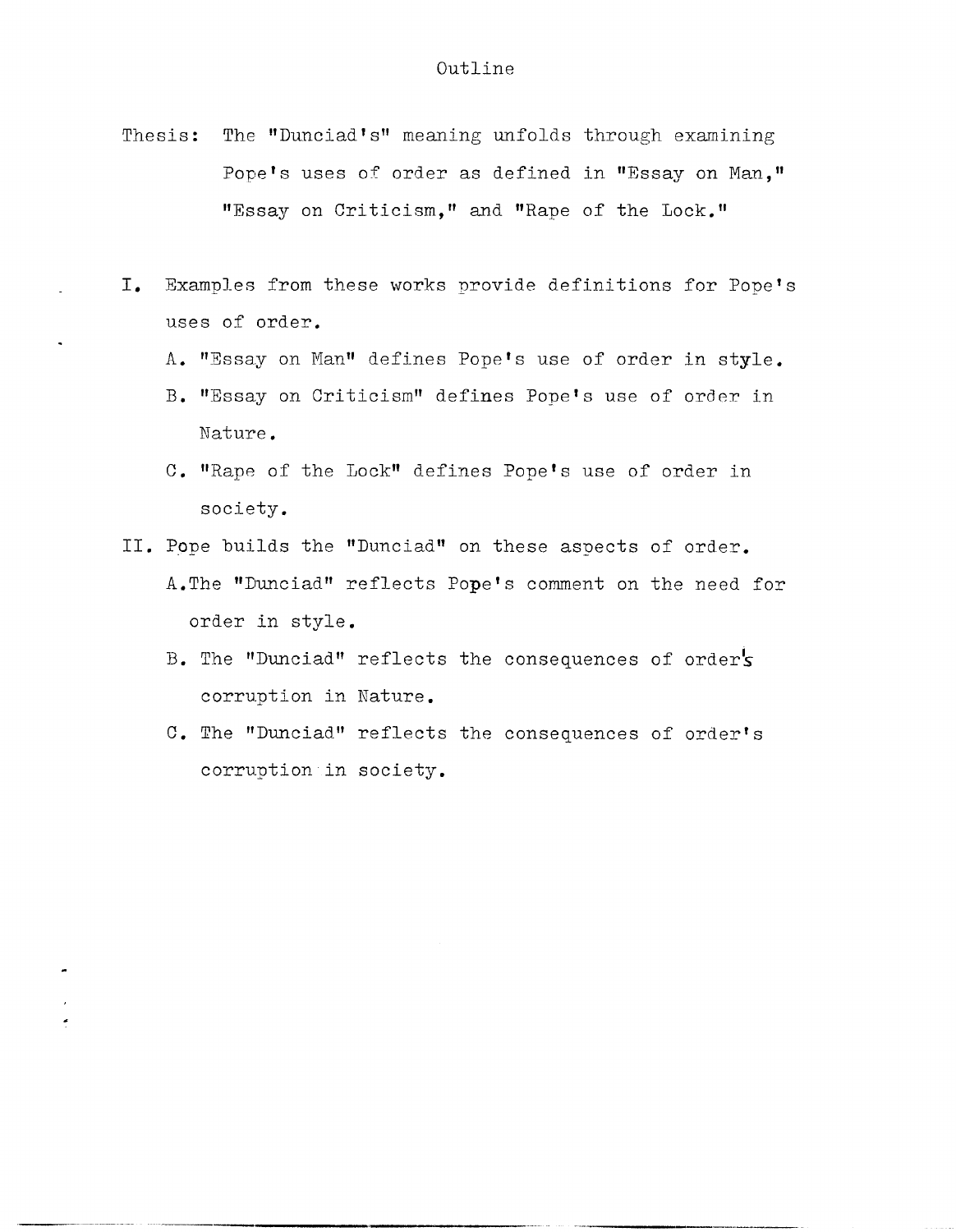# Outline

Thesis: The "Dunciad's" meaning unfolds through examining Pope's uses of order as defined in "Essay on Man," "Essay on Criticism," and "Rape of the Lock."

I. Examples from these works provide definitions for Pope's uses of order.
   - A. "Essay on Man" defines Pope's use of order in style.
   - B. "Essay on Criticism" defines Pope's use of order in Nature.
   - C. "Rape of the Lock" defines Pope's use of order in society.

II. Pope builds the "Dunciad" on these aspects of order.
   - A. The "Dunciad" reflects Pope's comment on the need for order in style.
   - B. The "Dunciad" reflects the consequences of order's corruption in Nature.
   - C. The "Dunciad" reflects the consequences of order's corruption in society.